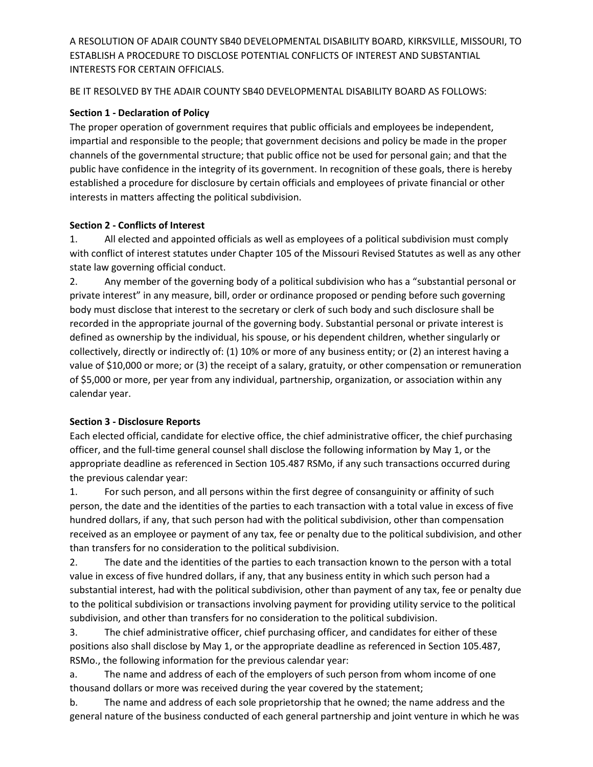A RESOLUTION OF ADAIR COUNTY SB40 DEVELOPMENTAL DISABILITY BOARD, KIRKSVILLE, MISSOURI, TO ESTABLISH A PROCEDURE TO DISCLOSE POTENTIAL CONFLICTS OF INTEREST AND SUBSTANTIAL INTERESTS FOR CERTAIN OFFICIALS.

BE IT RESOLVED BY THE ADAIR COUNTY SB40 DEVELOPMENTAL DISABILITY BOARD AS FOLLOWS:

**Section 1 - Declaration of Policy**

The proper operation of government requires that public officials and employees be independent, impartial and responsible to the people; that government decisions and policy be made in the proper channels of the governmental structure; that public office not be used for personal gain; and that the public have confidence in the integrity of its government. In recognition of these goals, there is hereby established a procedure for disclosure by certain officials and employees of private financial or other interests in matters affecting the political subdivision.

**Section 2 - Conflicts of Interest**

1. All elected and appointed officials as well as employees of a political subdivision must comply with conflict of interest statutes under Chapter 105 of the Missouri Revised Statutes as well as any other state law governing official conduct.

2. Any member of the governing body of a political subdivision who has a "substantial personal or private interest" in any measure, bill, order or ordinance proposed or pending before such governing body must disclose that interest to the secretary or clerk of such body and such disclosure shall be recorded in the appropriate journal of the governing body. Substantial personal or private interest is defined as ownership by the individual, his spouse, or his dependent children, whether singularly or collectively, directly or indirectly of: (1) 10% or more of any business entity; or (2) an interest having a value of $10,000 or more; or (3) the receipt of a salary, gratuity, or other compensation or remuneration of $5,000 or more, per year from any individual, partnership, organization, or association within any calendar year.

**Section 3 - Disclosure Reports**

Each elected official, candidate for elective office, the chief administrative officer, the chief purchasing officer, and the full-time general counsel shall disclose the following information by May 1, or the appropriate deadline as referenced in Section 105.487 RSMo, if any such transactions occurred during the previous calendar year:

1. For such person, and all persons within the first degree of consanguinity or affinity of such person, the date and the identities of the parties to each transaction with a total value in excess of five hundred dollars, if any, that such person had with the political subdivision, other than compensation received as an employee or payment of any tax, fee or penalty due to the political subdivision, and other than transfers for no consideration to the political subdivision.

2. The date and the identities of the parties to each transaction known to the person with a total value in excess of five hundred dollars, if any, that any business entity in which such person had a substantial interest, had with the political subdivision, other than payment of any tax, fee or penalty due to the political subdivision or transactions involving payment for providing utility service to the political subdivision, and other than transfers for no consideration to the political subdivision.

3. The chief administrative officer, chief purchasing officer, and candidates for either of these positions also shall disclose by May 1, or the appropriate deadline as referenced in Section 105.487, RSMo., the following information for the previous calendar year:

a. The name and address of each of the employers of such person from whom income of one thousand dollars or more was received during the year covered by the statement;

b. The name and address of each sole proprietorship that he owned; the name address and the general nature of the business conducted of each general partnership and joint venture in which he was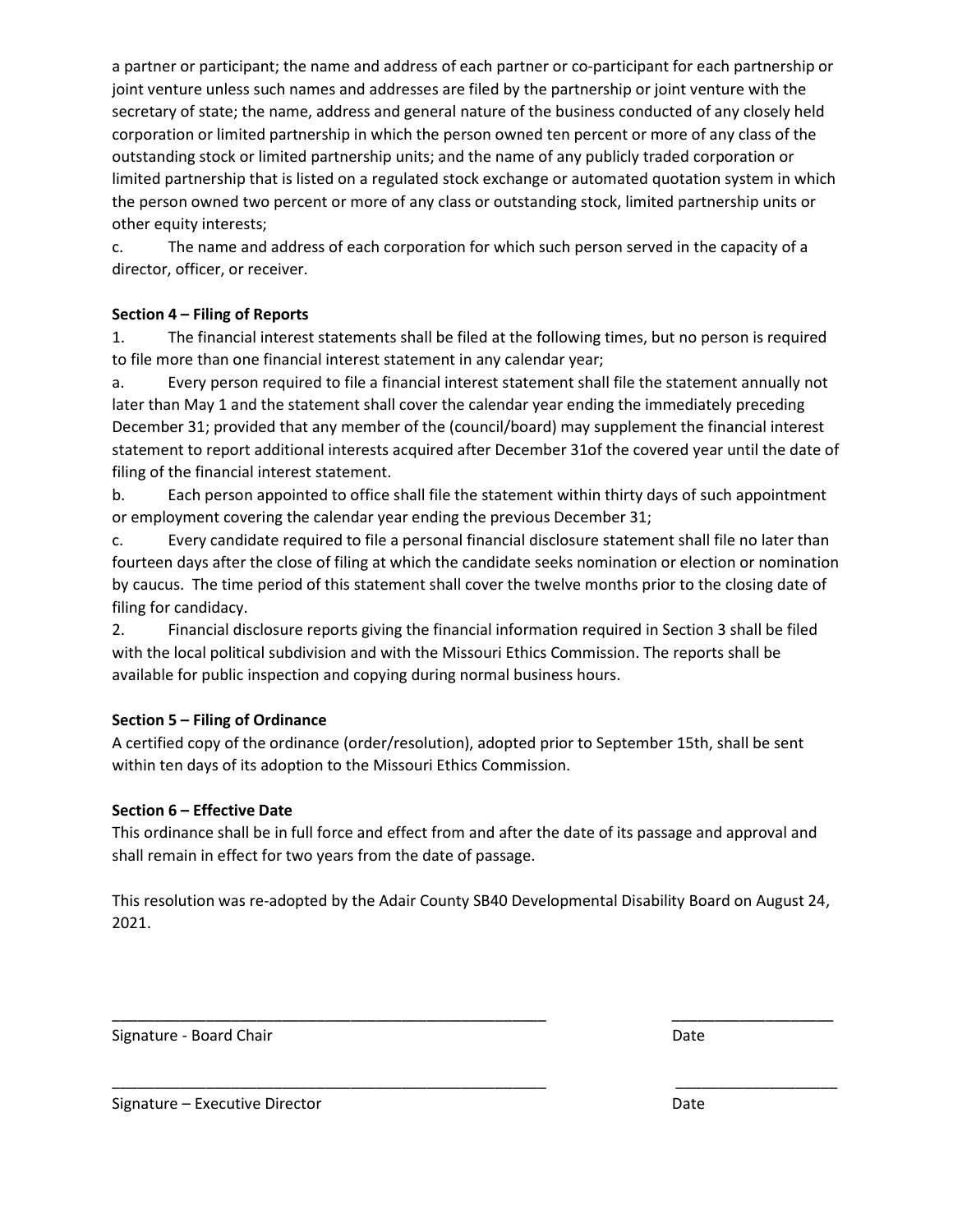a partner or participant; the name and address of each partner or co-participant for each partnership or joint venture unless such names and addresses are filed by the partnership or joint venture with the secretary of state; the name, address and general nature of the business conducted of any closely held corporation or limited partnership in which the person owned ten percent or more of any class of the outstanding stock or limited partnership units; and the name of any publicly traded corporation or limited partnership that is listed on a regulated stock exchange or automated quotation system in which the person owned two percent or more of any class or outstanding stock, limited partnership units or other equity interests;

c. The name and address of each corporation for which such person served in the capacity of a director, officer, or receiver.

**Section 4 – Filing of Reports**

1. The financial interest statements shall be filed at the following times, but no person is required to file more than one financial interest statement in any calendar year;

a. Every person required to file a financial interest statement shall file the statement annually not later than May 1 and the statement shall cover the calendar year ending the immediately preceding December 31; provided that any member of the (council/board) may supplement the financial interest statement to report additional interests acquired after December 31of the covered year until the date of filing of the financial interest statement.

b. Each person appointed to office shall file the statement within thirty days of such appointment or employment covering the calendar year ending the previous December 31;

c. Every candidate required to file a personal financial disclosure statement shall file no later than fourteen days after the close of filing at which the candidate seeks nomination or election or nomination by caucus. The time period of this statement shall cover the twelve months prior to the closing date of filing for candidacy.

2. Financial disclosure reports giving the financial information required in Section 3 shall be filed with the local political subdivision and with the Missouri Ethics Commission. The reports shall be available for public inspection and copying during normal business hours.

**Section 5 – Filing of Ordinance**

A certified copy of the ordinance (order/resolution), adopted prior to September 15th, shall be sent within ten days of its adoption to the Missouri Ethics Commission.

**Section 6 – Effective Date**

This ordinance shall be in full force and effect from and after the date of its passage and approval and shall remain in effect for two years from the date of passage.

This resolution was re-adopted by the Adair County SB40 Developmental Disability Board on August 24, 2021.

\_\_\_\_\_\_\_\_\_\_\_\_\_\_\_\_\_\_\_\_\_\_\_\_\_\_\_\_\_\_\_\_\_\_\_\_\_\_\_\_\_\_\_\_\_\_\_ \_\_\_\_\_\_\_\_\_\_\_\_\_\_\_\_\_\_

Signature - Board Chair Date

\_\_\_\_\_\_\_\_\_\_\_\_\_\_\_\_\_\_\_\_\_\_\_\_\_\_\_\_\_\_\_\_\_\_\_\_\_\_\_\_\_\_\_\_\_\_\_ \_\_\_\_\_\_\_\_\_\_\_\_\_\_\_\_\_\_

Signature – Executive Director Date